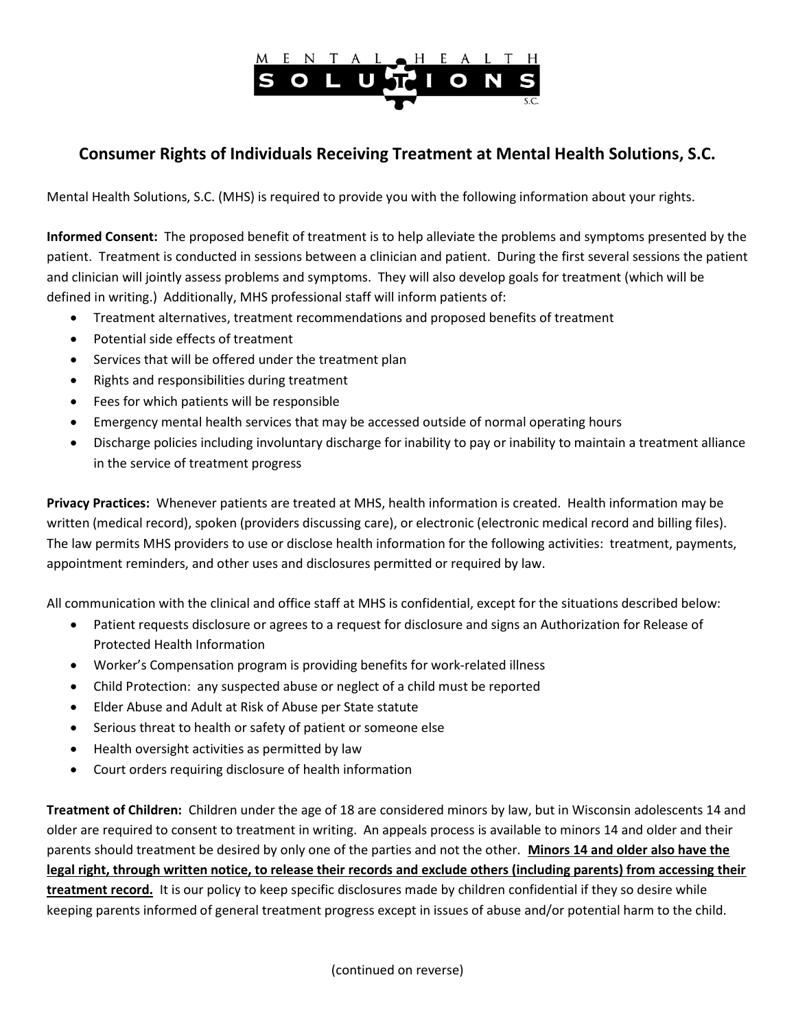MENTAL HEALTH SOLUTIONS S.C.

## Consumer Rights of Individuals Receiving Treatment at Mental Health Solutions, S.C.

Mental Health Solutions, S.C. (MHS) is required to provide you with the following information about your rights.

**Informed Consent:** The proposed benefit of treatment is to help alleviate the problems and symptoms presented by the patient. Treatment is conducted in sessions between a clinician and patient. During the first several sessions the patient and clinician will jointly assess problems and symptoms. They will also develop goals for treatment (which will be defined in writing.) Additionally, MHS professional staff will inform patients of:

- Treatment alternatives, treatment recommendations and proposed benefits of treatment
- Potential side effects of treatment
- Services that will be offered under the treatment plan
- Rights and responsibilities during treatment
- Fees for which patients will be responsible
- Emergency mental health services that may be accessed outside of normal operating hours
- Discharge policies including involuntary discharge for inability to pay or inability to maintain a treatment alliance in the service of treatment progress

**Privacy Practices:** Whenever patients are treated at MHS, health information is created. Health information may be written (medical record), spoken (providers discussing care), or electronic (electronic medical record and billing files). The law permits MHS providers to use or disclose health information for the following activities: treatment, payments, appointment reminders, and other uses and disclosures permitted or required by law.

All communication with the clinical and office staff at MHS is confidential, except for the situations described below:

- Patient requests disclosure or agrees to a request for disclosure and signs an Authorization for Release of Protected Health Information
- Worker's Compensation program is providing benefits for work-related illness
- Child Protection: any suspected abuse or neglect of a child must be reported
- Elder Abuse and Adult at Risk of Abuse per State statute
- Serious threat to health or safety of patient or someone else
- Health oversight activities as permitted by law
- Court orders requiring disclosure of health information

**Treatment of Children:** Children under the age of 18 are considered minors by law, but in Wisconsin adolescents 14 and older are required to consent to treatment in writing. An appeals process is available to minors 14 and older and their parents should treatment be desired by only one of the parties and not the other. **Minors 14 and older also have the legal right, through written notice, to release their records and exclude others (including parents) from accessing their treatment record.** It is our policy to keep specific disclosures made by children confidential if they so desire while keeping parents informed of general treatment progress except in issues of abuse and/or potential harm to the child.

(continued on reverse)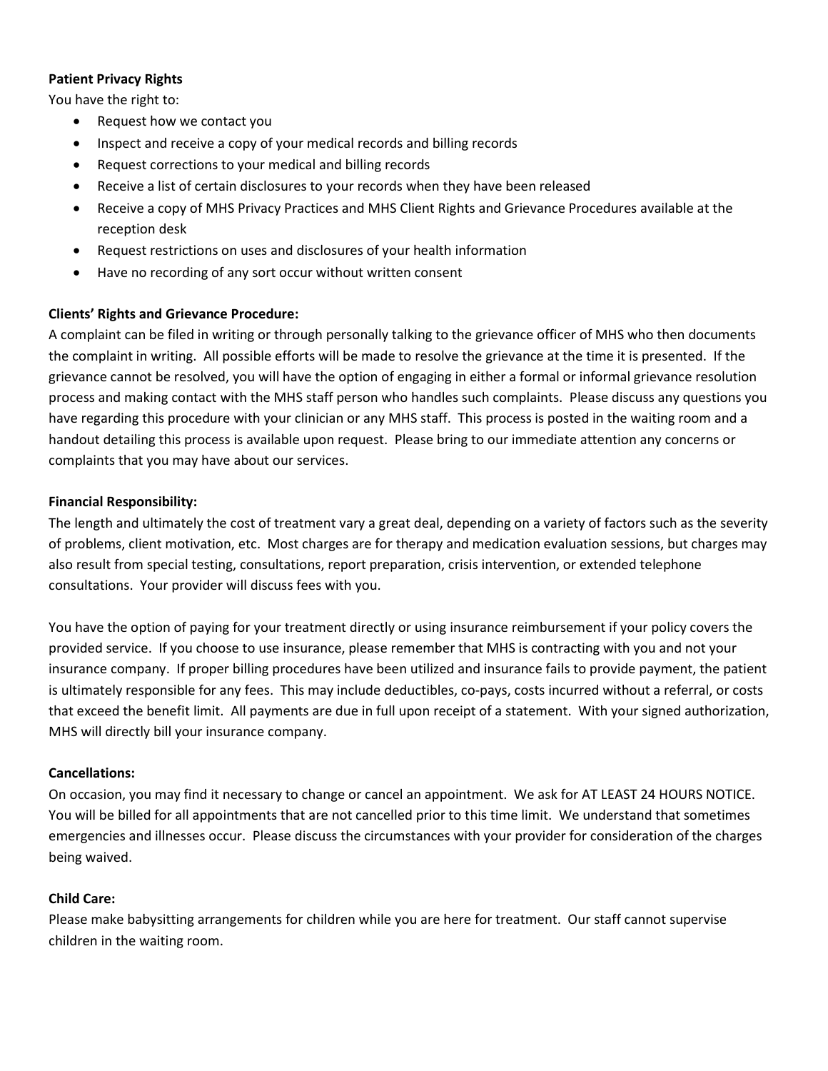**Patient Privacy Rights**

You have the right to:

- Request how we contact you
- Inspect and receive a copy of your medical records and billing records
- Request corrections to your medical and billing records
- Receive a list of certain disclosures to your records when they have been released
- Receive a copy of MHS Privacy Practices and MHS Client Rights and Grievance Procedures available at the reception desk
- Request restrictions on uses and disclosures of your health information
- Have no recording of any sort occur without written consent

**Clients' Rights and Grievance Procedure:**

A complaint can be filed in writing or through personally talking to the grievance officer of MHS who then documents the complaint in writing. All possible efforts will be made to resolve the grievance at the time it is presented. If the grievance cannot be resolved, you will have the option of engaging in either a formal or informal grievance resolution process and making contact with the MHS staff person who handles such complaints. Please discuss any questions you have regarding this procedure with your clinician or any MHS staff. This process is posted in the waiting room and a handout detailing this process is available upon request. Please bring to our immediate attention any concerns or complaints that you may have about our services.

**Financial Responsibility:**

The length and ultimately the cost of treatment vary a great deal, depending on a variety of factors such as the severity of problems, client motivation, etc. Most charges are for therapy and medication evaluation sessions, but charges may also result from special testing, consultations, report preparation, crisis intervention, or extended telephone consultations. Your provider will discuss fees with you.

You have the option of paying for your treatment directly or using insurance reimbursement if your policy covers the provided service. If you choose to use insurance, please remember that MHS is contracting with you and not your insurance company. If proper billing procedures have been utilized and insurance fails to provide payment, the patient is ultimately responsible for any fees. This may include deductibles, co-pays, costs incurred without a referral, or costs that exceed the benefit limit. All payments are due in full upon receipt of a statement. With your signed authorization, MHS will directly bill your insurance company.

**Cancellations:**

On occasion, you may find it necessary to change or cancel an appointment. We ask for AT LEAST 24 HOURS NOTICE. You will be billed for all appointments that are not cancelled prior to this time limit. We understand that sometimes emergencies and illnesses occur. Please discuss the circumstances with your provider for consideration of the charges being waived.

**Child Care:**

Please make babysitting arrangements for children while you are here for treatment. Our staff cannot supervise children in the waiting room.